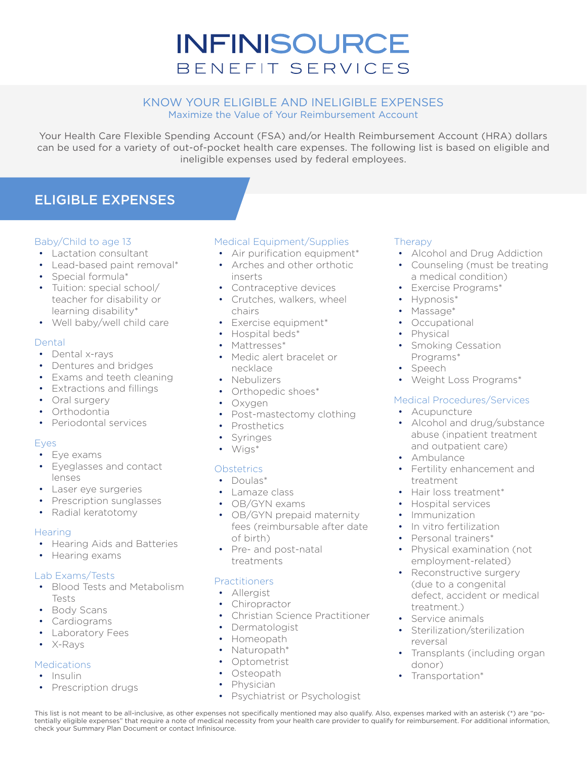# INFINISOURCE
BENEFIT SERVICES

## KNOW YOUR ELIGIBLE AND INELIGIBLE EXPENSES

Maximize the Value of Your Reimbursement Account

Your Health Care Flexible Spending Account (FSA) and/or Health Reimbursement Account (HRA) dollars can be used for a variety of out-of-pocket health care expenses. The following list is based on eligible and ineligible expenses used by federal employees.

## ELIGIBLE EXPENSES

### Baby/Child to age 13

- Lactation consultant
- Lead-based paint removal*
- Special formula*
- Tuition: special school/ teacher for disability or learning disability*
- Well baby/well child care

### Dental

- Dental x-rays
- Dentures and bridges
- Exams and teeth cleaning
- Extractions and fillings
- Oral surgery
- Orthodontia
- Periodontal services

### Eyes

- Eye exams
- Eyeglasses and contact lenses
- Laser eye surgeries
- Prescription sunglasses
- Radial keratotomy

### Hearing

- Hearing Aids and Batteries
- Hearing exams

### Lab Exams/Tests

- Blood Tests and Metabolism Tests
- Body Scans
- Cardiograms
- Laboratory Fees
- X-Rays

### Medications

- Insulin
- Prescription drugs

### Medical Equipment/Supplies

- Air purification equipment*
- Arches and other orthotic inserts
- Contraceptive devices
- Crutches, walkers, wheel chairs
- Exercise equipment*
- Hospital beds*
- Mattresses*
- Medic alert bracelet or necklace
- Nebulizers
- Orthopedic shoes*
- Oxygen
- Post-mastectomy clothing
- Prosthetics
- Syringes
- Wigs*

### Obstetrics

- Doulas*
- Lamaze class
- OB/GYN exams
- OB/GYN prepaid maternity fees (reimbursable after date of birth)
- Pre- and post-natal treatments

### Practitioners

- Allergist
- Chiropractor
- Christian Science Practitioner
- Dermatologist
- Homeopath
- Naturopath*
- Optometrist
- Osteopath
- Physician
- Psychiatrist or Psychologist

### Therapy

- Alcohol and Drug Addiction
- Counseling (must be treating a medical condition)
- Exercise Programs*
- Hypnosis*
- Massage*
- Occupational
- Physical
- Smoking Cessation Programs*
- Speech
- Weight Loss Programs*

### Medical Procedures/Services

- Acupuncture
- Alcohol and drug/substance abuse (inpatient treatment and outpatient care)
- Ambulance
- Fertility enhancement and treatment
- Hair loss treatment*
- Hospital services
- Immunization
- In vitro fertilization
- Personal trainers*
- Physical examination (not employment-related)
- Reconstructive surgery (due to a congenital defect, accident or medical treatment.)
- Service animals
- Sterilization/sterilization reversal
- Transplants (including organ donor)
- Transportation*

This list is not meant to be all-inclusive, as other expenses not specifically mentioned may also qualify. Also, expenses marked with an asterisk (*) are "potentially eligible expenses" that require a note of medical necessity from your health care provider to qualify for reimbursement. For additional information, check your Summary Plan Document or contact Infinisource.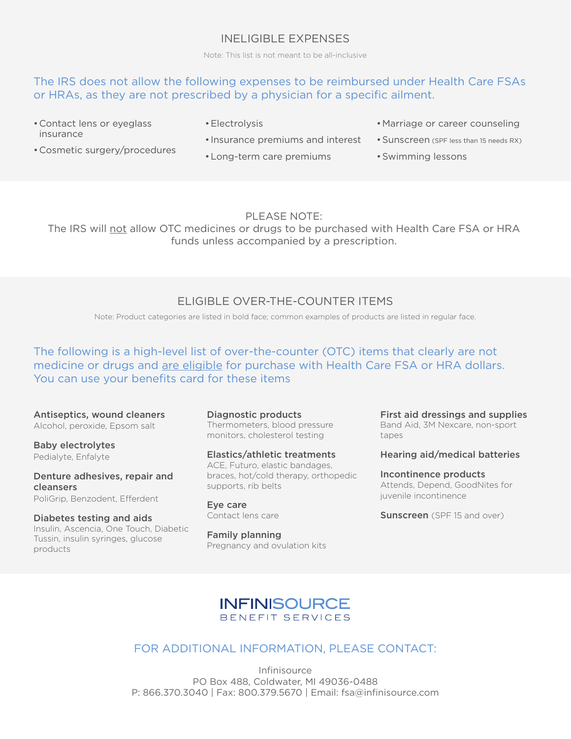## INELIGIBLE EXPENSES

Note: This list is not meant to be all-inclusive

The IRS does not allow the following expenses to be reimbursed under Health Care FSAs or HRAs, as they are not prescribed by a physician for a specific ailment.

- Contact lens or eyeglass insurance
- Cosmetic surgery/procedures
- Electrolysis
- Insurance premiums and interest
- Long-term care premiums
- Marriage or career counseling
- Sunscreen (SPF less than 15 needs RX)
- Swimming lessons

## PLEASE NOTE:

The IRS will not allow OTC medicines or drugs to be purchased with Health Care FSA or HRA funds unless accompanied by a prescription.

## ELIGIBLE OVER-THE-COUNTER ITEMS

Note: Product categories are listed in bold face; common examples of products are listed in regular face.

The following is a high-level list of over-the-counter (OTC) items that clearly are not medicine or drugs and are eligible for purchase with Health Care FSA or HRA dollars. You can use your benefits card for these items

**Antiseptics, wound cleaners**
Alcohol, peroxide, Epsom salt

**Baby electrolytes**
Pedialyte, Enfalyte

**Denture adhesives, repair and cleansers**
PoliGrip, Benzodent, Efferdent

**Diabetes testing and aids**
Insulin, Ascencia, One Touch, Diabetic Tussin, insulin syringes, glucose products

**Diagnostic products**
Thermometers, blood pressure monitors, cholesterol testing

**Elastics/athletic treatments**
ACE, Futuro, elastic bandages, braces, hot/cold therapy, orthopedic supports, rib belts

**Eye care**
Contact lens care

**Family planning**
Pregnancy and ovulation kits

**First aid dressings and supplies**
Band Aid, 3M Nexcare, non-sport tapes

**Hearing aid/medical batteries**

**Incontinence products**
Attends, Depend, GoodNites for juvenile incontinence

**Sunscreen** (SPF 15 and over)

INFINISOURCE
BENEFIT SERVICES

## FOR ADDITIONAL INFORMATION, PLEASE CONTACT:

Infinisource
PO Box 488, Coldwater, MI 49036-0488
P: 866.370.3040 | Fax: 800.379.5670 | Email: fsa@infinisource.com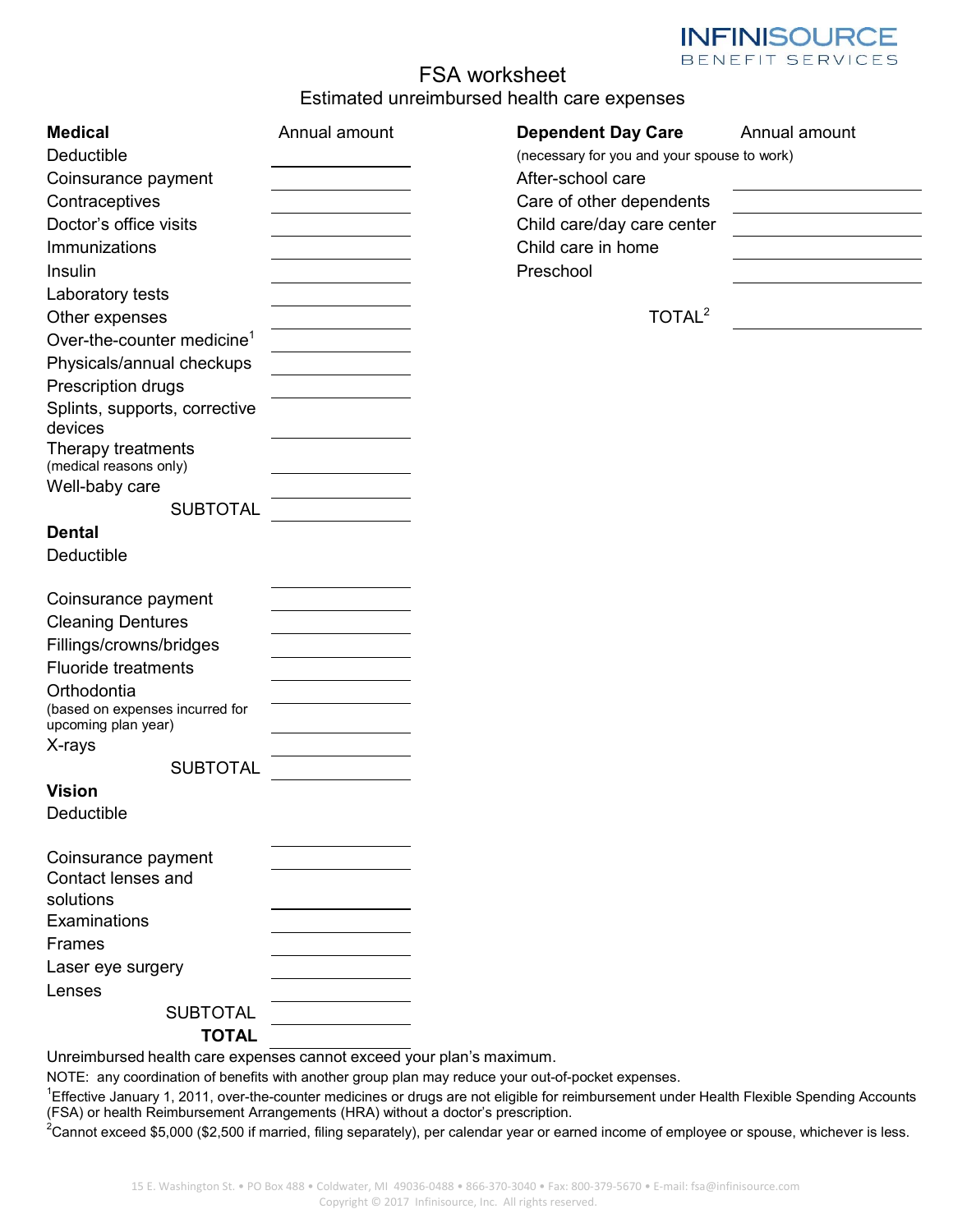INFINISOURCE BENEFIT SERVICES

# FSA worksheet

## Estimated unreimbursed health care expenses

| Medical | Annual amount |
| --- | --- |
| Deductible | |
| Coinsurance payment | |
| Contraceptives | |
| Doctor's office visits | |
| Immunizations | |
| Insulin | |
| Laboratory tests | |
| Other expenses | |
| Over-the-counter medicine[1] | |
| Physicals/annual checkups | |
| Prescription drugs | |
| Splints, supports, corrective devices | |
| Therapy treatments (medical reasons only) | |
| Well-baby care | |
| SUBTOTAL | |

| Dental | |
| --- | --- |
| Deductible | |
| Coinsurance payment | |
| Cleaning Dentures | |
| Fillings/crowns/bridges | |
| Fluoride treatments | |
| Orthodontia (based on expenses incurred for upcoming plan year) | |
| X-rays | |
| SUBTOTAL | |

| Vision | |
| --- | --- |
| Deductible | |
| Coinsurance payment | |
| Contact lenses and solutions | |
| Examinations | |
| Frames | |
| Laser eye surgery | |
| Lenses | |
| SUBTOTAL | |
| **TOTAL** | |

| Dependent Day Care (necessary for you and your spouse to work) | Annual amount |
| --- | --- |
| After-school care | |
| Care of other dependents | |
| Child care/day care center | |
| Child care in home | |
| Preschool | |
| TOTAL[2] | |

Unreimbursed health care expenses cannot exceed your plan's maximum.

NOTE: any coordination of benefits with another group plan may reduce your out-of-pocket expenses.

[1]Effective January 1, 2011, over-the-counter medicines or drugs are not eligible for reimbursement under Health Flexible Spending Accounts (FSA) or health Reimbursement Arrangements (HRA) without a doctor's prescription.

[2]Cannot exceed $5,000 ($2,500 if married, filing separately), per calendar year or earned income of employee or spouse, whichever is less.

15 E. Washington St. • PO Box 488 • Coldwater, MI 49036-0488 • 866-370-3040 • Fax: 800-379-5670 • E-mail: fsa@infinisource.com
Copyright © 2017 Infinisource, Inc. All rights reserved.